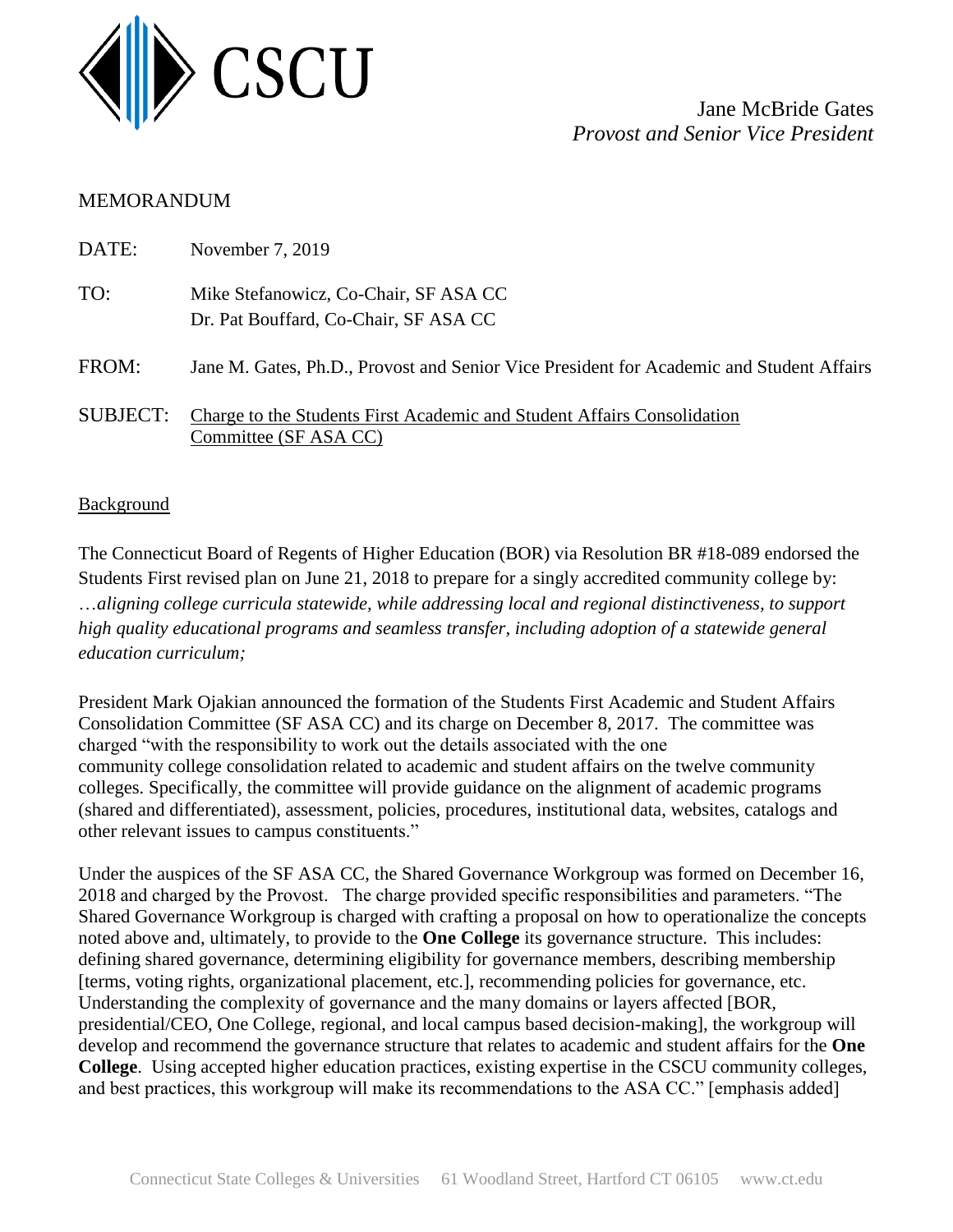CSCU

Jane McBride Gates
*Provost and Senior Vice President*

MEMORANDUM

DATE: November 7, 2019

TO: Mike Stefanowicz, Co-Chair, SF ASA CC
Dr. Pat Bouffard, Co-Chair, SF ASA CC

FROM: Jane M. Gates, Ph.D., Provost and Senior Vice President for Academic and Student Affairs

SUBJECT: Charge to the Students First Academic and Student Affairs Consolidation Committee (SF ASA CC)

## Background

The Connecticut Board of Regents of Higher Education (BOR) via Resolution BR #18-089 endorsed the Students First revised plan on June 21, 2018 to prepare for a singly accredited community college by: *…aligning college curricula statewide, while addressing local and regional distinctiveness, to support high quality educational programs and seamless transfer, including adoption of a statewide general education curriculum;*

President Mark Ojakian announced the formation of the Students First Academic and Student Affairs Consolidation Committee (SF ASA CC) and its charge on December 8, 2017. The committee was charged "with the responsibility to work out the details associated with the one community college consolidation related to academic and student affairs on the twelve community colleges. Specifically, the committee will provide guidance on the alignment of academic programs (shared and differentiated), assessment, policies, procedures, institutional data, websites, catalogs and other relevant issues to campus constituents."

Under the auspices of the SF ASA CC, the Shared Governance Workgroup was formed on December 16, 2018 and charged by the Provost. The charge provided specific responsibilities and parameters. "The Shared Governance Workgroup is charged with crafting a proposal on how to operationalize the concepts noted above and, ultimately, to provide to the **One College** its governance structure. This includes: defining shared governance, determining eligibility for governance members, describing membership [terms, voting rights, organizational placement, etc.], recommending policies for governance, etc. Understanding the complexity of governance and the many domains or layers affected [BOR, presidential/CEO, One College, regional, and local campus based decision-making], the workgroup will develop and recommend the governance structure that relates to academic and student affairs for the **One College**. Using accepted higher education practices, existing expertise in the CSCU community colleges, and best practices, this workgroup will make its recommendations to the ASA CC." [emphasis added]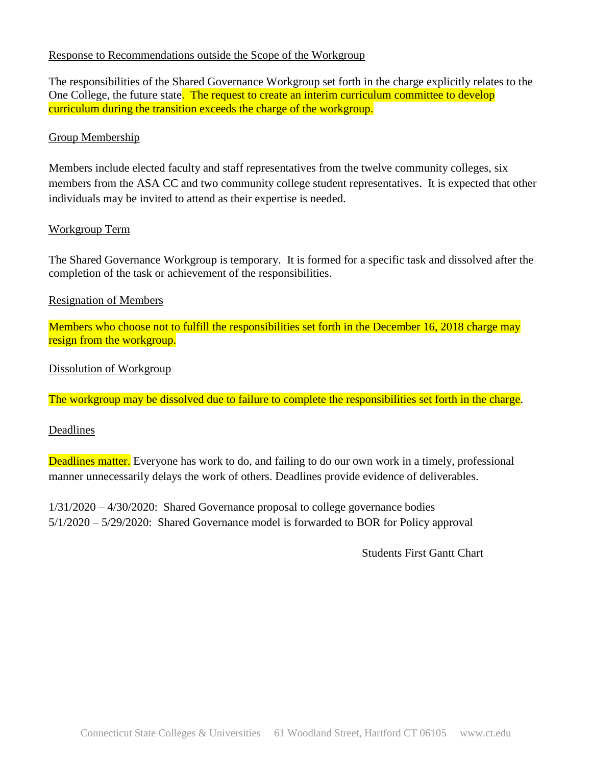Response to Recommendations outside the Scope of the Workgroup

The responsibilities of the Shared Governance Workgroup set forth in the charge explicitly relates to the One College, the future state. The request to create an interim curriculum committee to develop curriculum during the transition exceeds the charge of the workgroup.

Group Membership

Members include elected faculty and staff representatives from the twelve community colleges, six members from the ASA CC and two community college student representatives. It is expected that other individuals may be invited to attend as their expertise is needed.

Workgroup Term

The Shared Governance Workgroup is temporary. It is formed for a specific task and dissolved after the completion of the task or achievement of the responsibilities.

Resignation of Members

Members who choose not to fulfill the responsibilities set forth in the December 16, 2018 charge may resign from the workgroup.

Dissolution of Workgroup

The workgroup may be dissolved due to failure to complete the responsibilities set forth in the charge.

Deadlines

Deadlines matter. Everyone has work to do, and failing to do our own work in a timely, professional manner unnecessarily delays the work of others. Deadlines provide evidence of deliverables.

1/31/2020 – 4/30/2020: Shared Governance proposal to college governance bodies
5/1/2020 – 5/29/2020: Shared Governance model is forwarded to BOR for Policy approval

Students First Gantt Chart